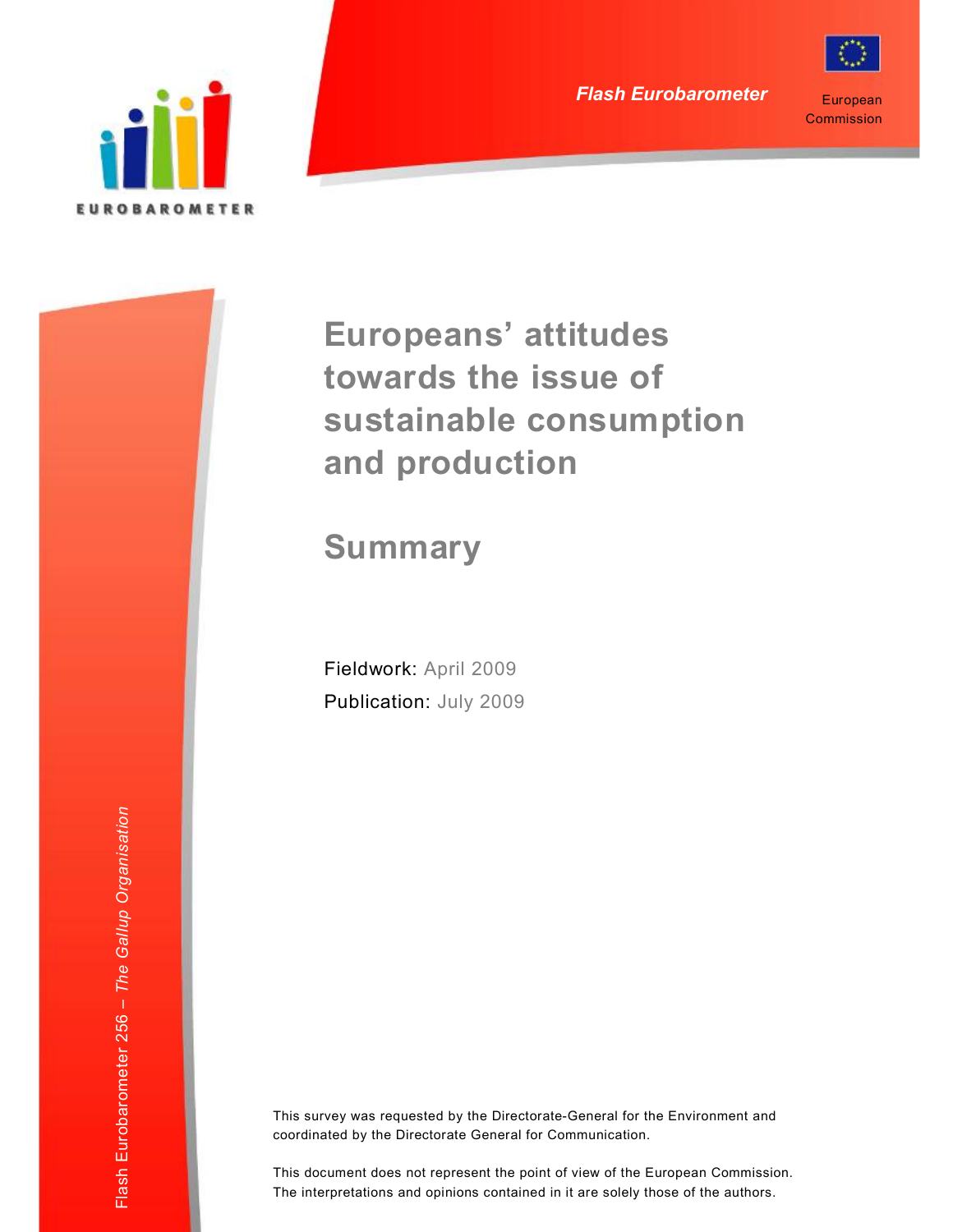EUROBAROMETER

*Flash Eurobarometer*

European Commission

# Europeans' attitudes towards the issue of sustainable consumption and production

## Summary

Fieldwork: April 2009

Publication: July 2009

This survey was requested by the Directorate-General for the Environment and coordinated by the Directorate General for Communication.

This document does not represent the point of view of the European Commission. The interpretations and opinions contained in it are solely those of the authors.

Flash Eurobarometer 256 – *The Gallup Organisation*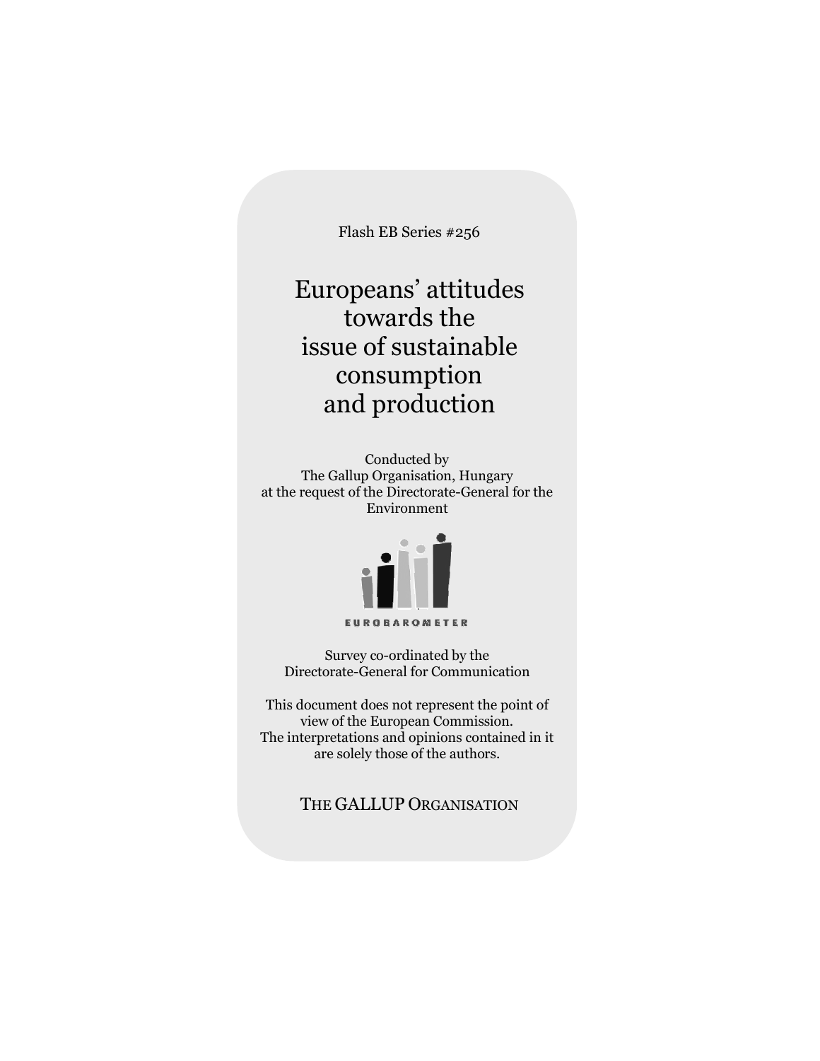Flash EB Series #256

# Europeans' attitudes towards the issue of sustainable consumption and production

Conducted by
The Gallup Organisation, Hungary
at the request of the Directorate-General for the Environment

EUROBAROMETER

Survey co-ordinated by the
Directorate-General for Communication

This document does not represent the point of view of the European Commission.
The interpretations and opinions contained in it are solely those of the authors.

THE GALLUP ORGANISATION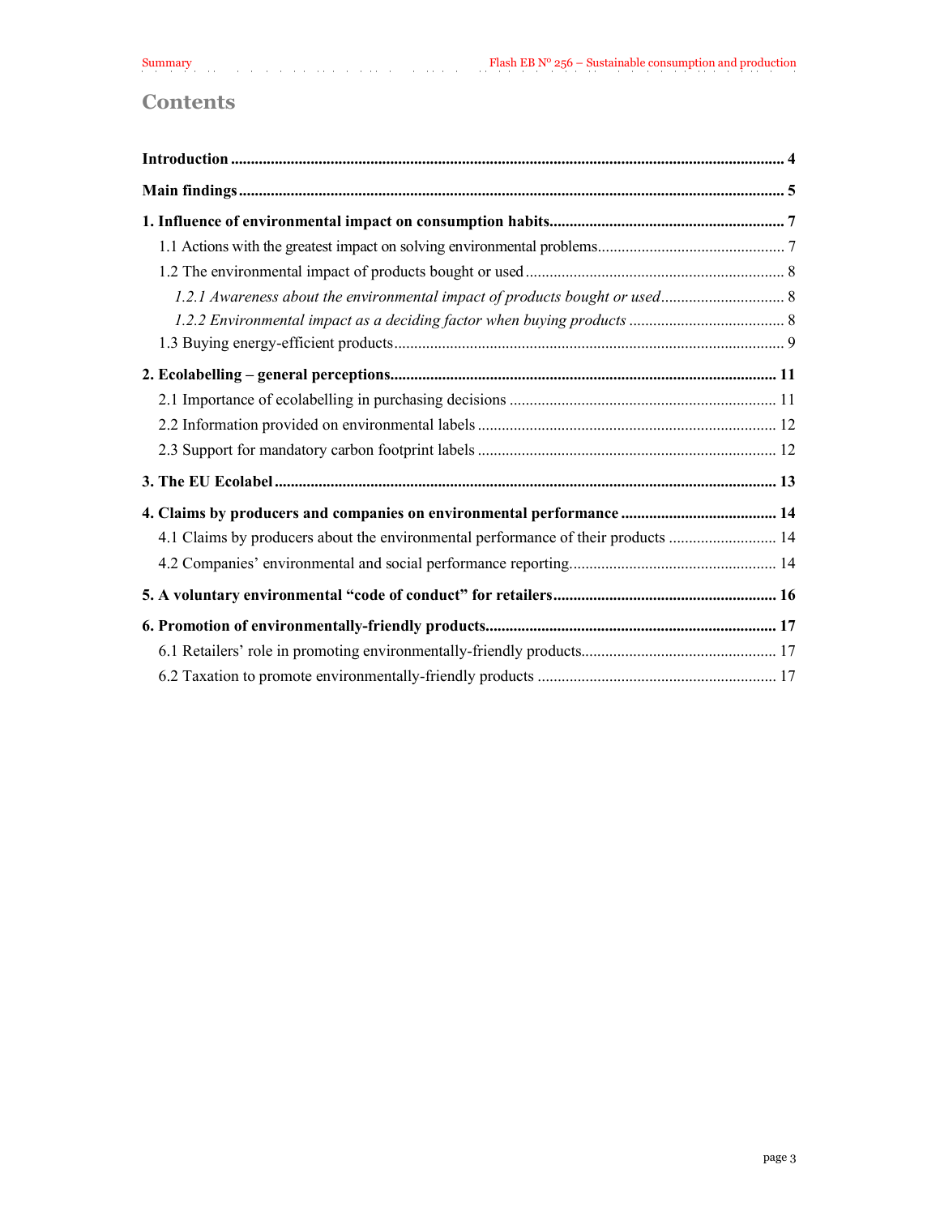# Contents

**Introduction** .......... 4

**Main findings** .......... 5

**1. Influence of environmental impact on consumption habits** .......... 7

1.1 Actions with the greatest impact on solving environmental problems .......... 7

1.2 The environmental impact of products bought or used .......... 8

*1.2.1 Awareness about the environmental impact of products bought or used* .......... 8

*1.2.2 Environmental impact as a deciding factor when buying products* .......... 8

1.3 Buying energy-efficient products .......... 9

**2. Ecolabelling – general perceptions** .......... 11

2.1 Importance of ecolabelling in purchasing decisions .......... 11

2.2 Information provided on environmental labels .......... 12

2.3 Support for mandatory carbon footprint labels .......... 12

**3. The EU Ecolabel** .......... 13

**4. Claims by producers and companies on environmental performance** .......... 14

4.1 Claims by producers about the environmental performance of their products .......... 14

4.2 Companies' environmental and social performance reporting .......... 14

**5. A voluntary environmental "code of conduct" for retailers** .......... 16

**6. Promotion of environmentally-friendly products** .......... 17

6.1 Retailers' role in promoting environmentally-friendly products .......... 17

6.2 Taxation to promote environmentally-friendly products .......... 17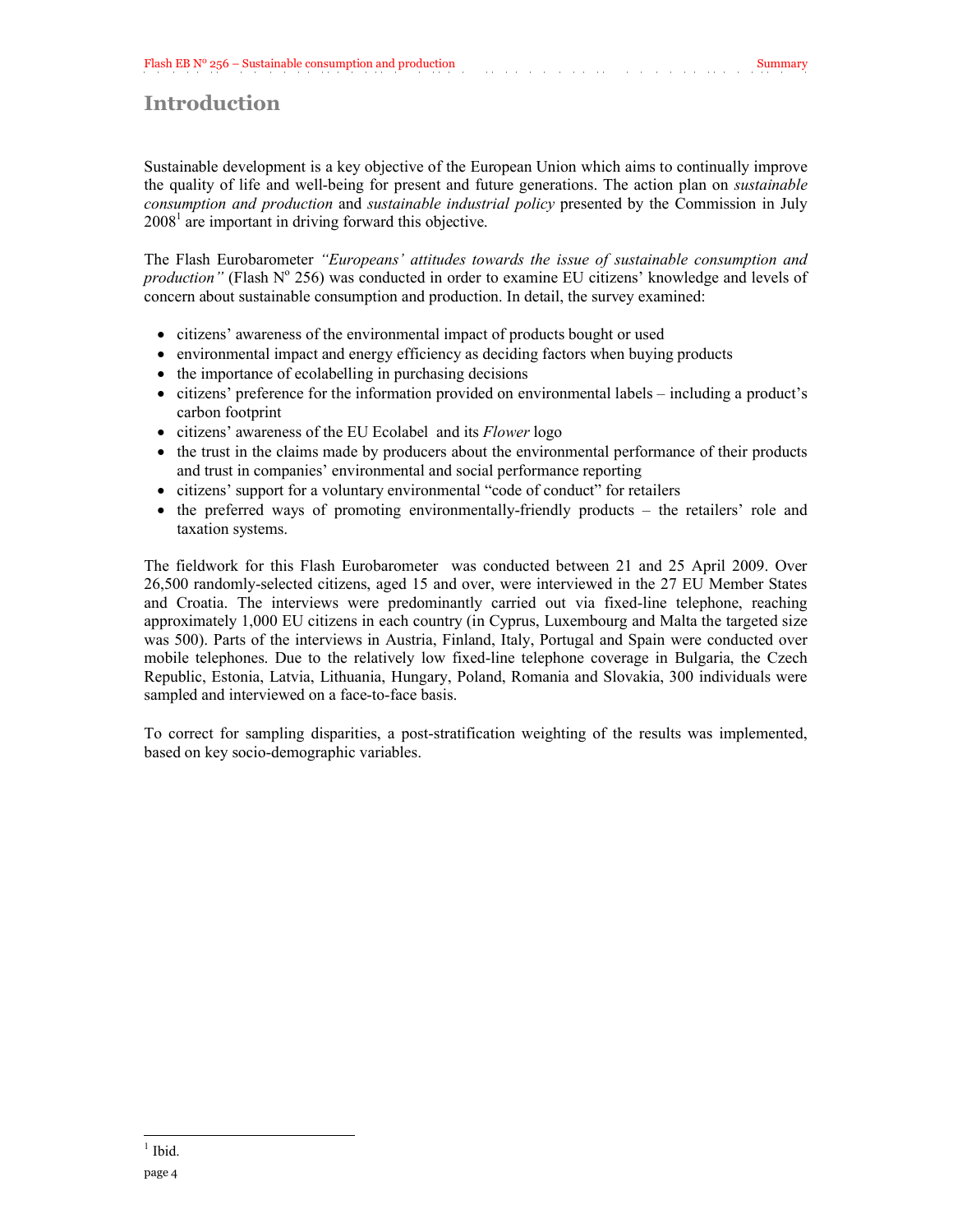# Introduction

Sustainable development is a key objective of the European Union which aims to continually improve the quality of life and well-being for present and future generations. The action plan on *sustainable consumption and production* and *sustainable industrial policy* presented by the Commission in July 2008[1] are important in driving forward this objective.

The Flash Eurobarometer *"Europeans' attitudes towards the issue of sustainable consumption and production"* (Flash Nº 256) was conducted in order to examine EU citizens' knowledge and levels of concern about sustainable consumption and production. In detail, the survey examined:

- citizens' awareness of the environmental impact of products bought or used
- environmental impact and energy efficiency as deciding factors when buying products
- the importance of ecolabelling in purchasing decisions
- citizens' preference for the information provided on environmental labels – including a product's carbon footprint
- citizens' awareness of the EU Ecolabel and its *Flower* logo
- the trust in the claims made by producers about the environmental performance of their products and trust in companies' environmental and social performance reporting
- citizens' support for a voluntary environmental "code of conduct" for retailers
- the preferred ways of promoting environmentally-friendly products – the retailers' role and taxation systems.

The fieldwork for this Flash Eurobarometer was conducted between 21 and 25 April 2009. Over 26,500 randomly-selected citizens, aged 15 and over, were interviewed in the 27 EU Member States and Croatia. The interviews were predominantly carried out via fixed-line telephone, reaching approximately 1,000 EU citizens in each country (in Cyprus, Luxembourg and Malta the targeted size was 500). Parts of the interviews in Austria, Finland, Italy, Portugal and Spain were conducted over mobile telephones. Due to the relatively low fixed-line telephone coverage in Bulgaria, the Czech Republic, Estonia, Latvia, Lithuania, Hungary, Poland, Romania and Slovakia, 300 individuals were sampled and interviewed on a face-to-face basis.

To correct for sampling disparities, a post-stratification weighting of the results was implemented, based on key socio-demographic variables.

[1] Ibid.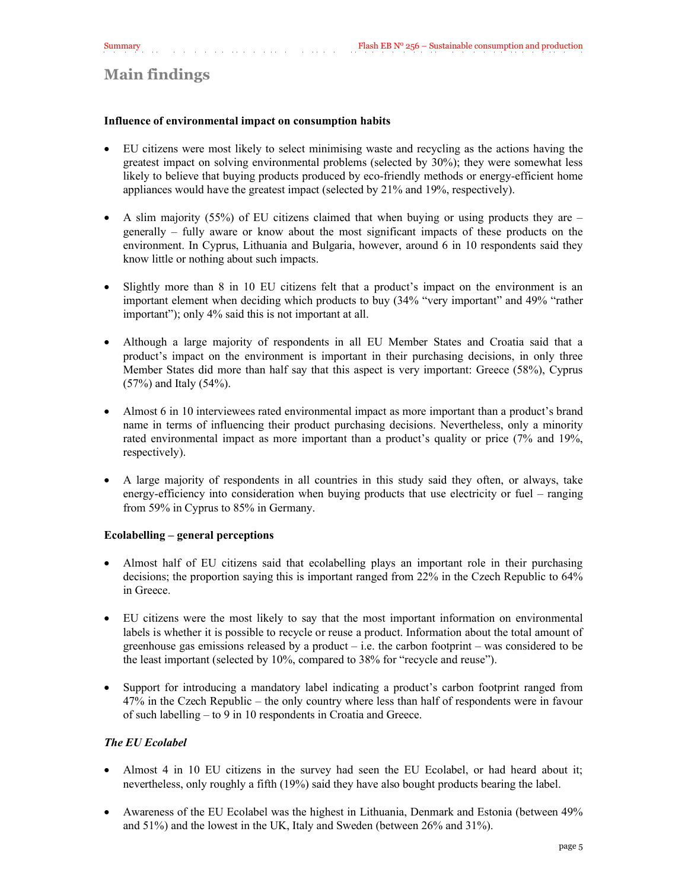# Main findings

**Influence of environmental impact on consumption habits**

- EU citizens were most likely to select minimising waste and recycling as the actions having the greatest impact on solving environmental problems (selected by 30%); they were somewhat less likely to believe that buying products produced by eco-friendly methods or energy-efficient home appliances would have the greatest impact (selected by 21% and 19%, respectively).

- A slim majority (55%) of EU citizens claimed that when buying or using products they are – generally – fully aware or know about the most significant impacts of these products on the environment. In Cyprus, Lithuania and Bulgaria, however, around 6 in 10 respondents said they know little or nothing about such impacts.

- Slightly more than 8 in 10 EU citizens felt that a product's impact on the environment is an important element when deciding which products to buy (34% "very important" and 49% "rather important"); only 4% said this is not important at all.

- Although a large majority of respondents in all EU Member States and Croatia said that a product's impact on the environment is important in their purchasing decisions, in only three Member States did more than half say that this aspect is very important: Greece (58%), Cyprus (57%) and Italy (54%).

- Almost 6 in 10 interviewees rated environmental impact as more important than a product's brand name in terms of influencing their product purchasing decisions. Nevertheless, only a minority rated environmental impact as more important than a product's quality or price (7% and 19%, respectively).

- A large majority of respondents in all countries in this study said they often, or always, take energy-efficiency into consideration when buying products that use electricity or fuel – ranging from 59% in Cyprus to 85% in Germany.

**Ecolabelling – general perceptions**

- Almost half of EU citizens said that ecolabelling plays an important role in their purchasing decisions; the proportion saying this is important ranged from 22% in the Czech Republic to 64% in Greece.

- EU citizens were the most likely to say that the most important information on environmental labels is whether it is possible to recycle or reuse a product. Information about the total amount of greenhouse gas emissions released by a product – i.e. the carbon footprint – was considered to be the least important (selected by 10%, compared to 38% for "recycle and reuse").

- Support for introducing a mandatory label indicating a product's carbon footprint ranged from 47% in the Czech Republic – the only country where less than half of respondents were in favour of such labelling – to 9 in 10 respondents in Croatia and Greece.

***The EU Ecolabel***

- Almost 4 in 10 EU citizens in the survey had seen the EU Ecolabel, or had heard about it; nevertheless, only roughly a fifth (19%) said they have also bought products bearing the label.

- Awareness of the EU Ecolabel was the highest in Lithuania, Denmark and Estonia (between 49% and 51%) and the lowest in the UK, Italy and Sweden (between 26% and 31%).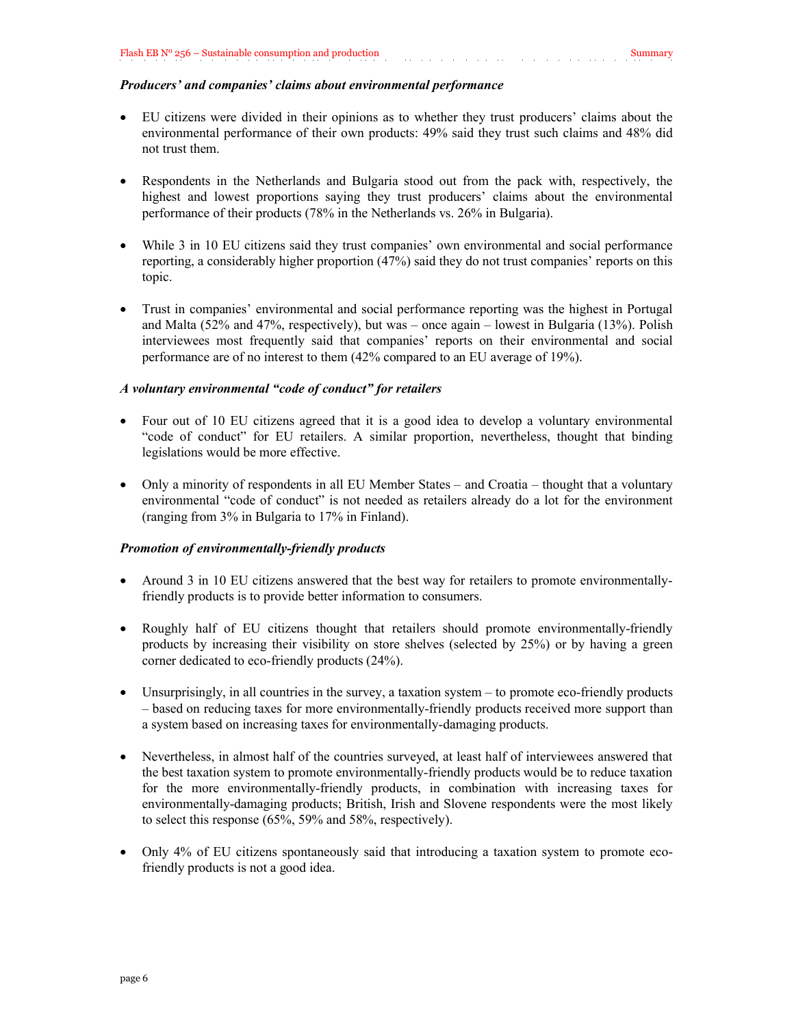***Producers' and companies' claims about environmental performance***

- EU citizens were divided in their opinions as to whether they trust producers' claims about the environmental performance of their own products: 49% said they trust such claims and 48% did not trust them.

- Respondents in the Netherlands and Bulgaria stood out from the pack with, respectively, the highest and lowest proportions saying they trust producers' claims about the environmental performance of their products (78% in the Netherlands vs. 26% in Bulgaria).

- While 3 in 10 EU citizens said they trust companies' own environmental and social performance reporting, a considerably higher proportion (47%) said they do not trust companies' reports on this topic.

- Trust in companies' environmental and social performance reporting was the highest in Portugal and Malta (52% and 47%, respectively), but was – once again – lowest in Bulgaria (13%). Polish interviewees most frequently said that companies' reports on their environmental and social performance are of no interest to them (42% compared to an EU average of 19%).

***A voluntary environmental "code of conduct" for retailers***

- Four out of 10 EU citizens agreed that it is a good idea to develop a voluntary environmental "code of conduct" for EU retailers. A similar proportion, nevertheless, thought that binding legislations would be more effective.

- Only a minority of respondents in all EU Member States – and Croatia – thought that a voluntary environmental "code of conduct" is not needed as retailers already do a lot for the environment (ranging from 3% in Bulgaria to 17% in Finland).

***Promotion of environmentally-friendly products***

- Around 3 in 10 EU citizens answered that the best way for retailers to promote environmentally-friendly products is to provide better information to consumers.

- Roughly half of EU citizens thought that retailers should promote environmentally-friendly products by increasing their visibility on store shelves (selected by 25%) or by having a green corner dedicated to eco-friendly products (24%).

- Unsurprisingly, in all countries in the survey, a taxation system – to promote eco-friendly products – based on reducing taxes for more environmentally-friendly products received more support than a system based on increasing taxes for environmentally-damaging products.

- Nevertheless, in almost half of the countries surveyed, at least half of interviewees answered that the best taxation system to promote environmentally-friendly products would be to reduce taxation for the more environmentally-friendly products, in combination with increasing taxes for environmentally-damaging products; British, Irish and Slovene respondents were the most likely to select this response (65%, 59% and 58%, respectively).

- Only 4% of EU citizens spontaneously said that introducing a taxation system to promote eco-friendly products is not a good idea.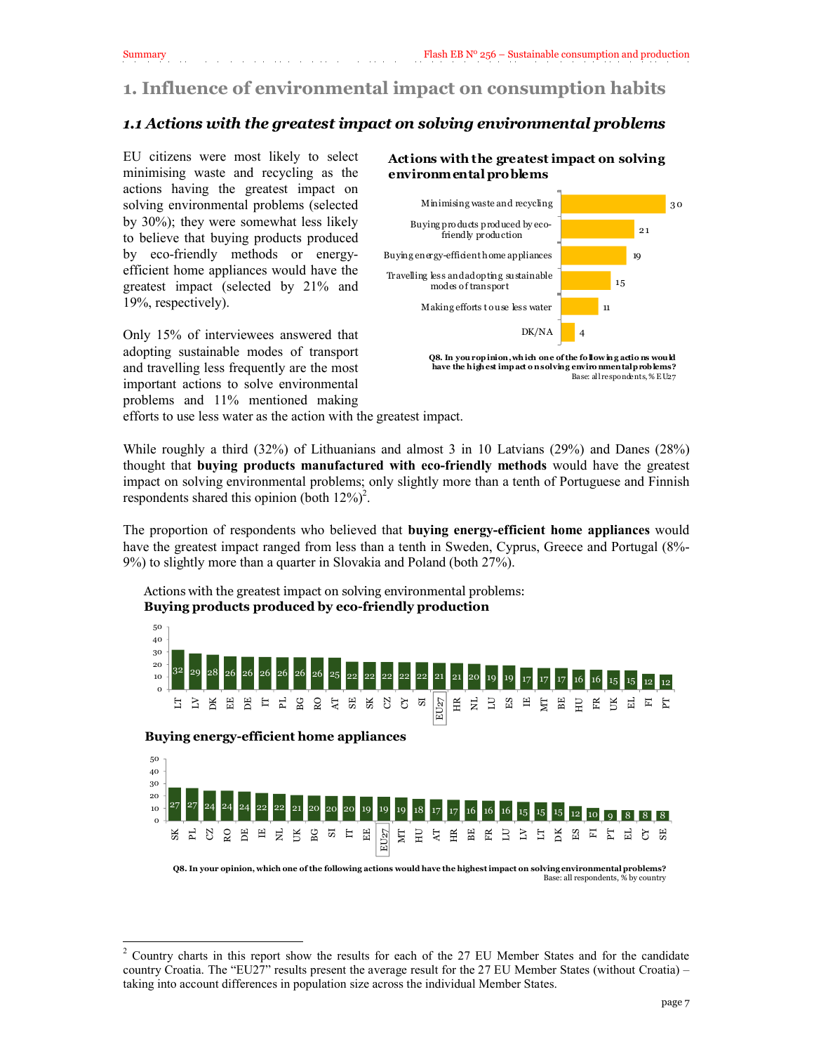# 1. Influence of environmental impact on consumption habits

## *1.1 Actions with the greatest impact on solving environmental problems*

EU citizens were most likely to select minimising waste and recycling as the actions having the greatest impact on solving environmental problems (selected by 30%); they were somewhat less likely to believe that buying products produced by eco-friendly methods or energy-efficient home appliances would have the greatest impact (selected by 21% and 19%, respectively).

Only 15% of interviewees answered that adopting sustainable modes of transport and travelling less frequently are the most important actions to solve environmental problems and 11% mentioned making efforts to use less water as the action with the greatest impact.

**Actions with the greatest impact on solving environmental problems**

| Action | % |
|---|---|
| Minimising waste and recycling | 30 |
| Buying products produced by eco-friendly production | 21 |
| Buying energy-efficient home appliances | 19 |
| Travelling less and adopting sustainable modes of transport | 15 |
| Making efforts to use less water | 11 |
| DK/NA | 4 |

**Q8. In your opinion, which one of the following actions would have the highest impact on solving environmental problems?**
Base: all respondents, % EU27

While roughly a third (32%) of Lithuanians and almost 3 in 10 Latvians (29%) and Danes (28%) thought that **buying products manufactured with eco-friendly methods** would have the greatest impact on solving environmental problems; only slightly more than a tenth of Portuguese and Finnish respondents shared this opinion (both 12%)[2].

The proportion of respondents who believed that **buying energy-efficient home appliances** would have the greatest impact ranged from less than a tenth in Sweden, Cyprus, Greece and Portugal (8%-9%) to slightly more than a quarter in Slovakia and Poland (both 27%).

Actions with the greatest impact on solving environmental problems:
**Buying products produced by eco-friendly production**

| LT | LV | DK | EE | DE | IT | PL | BG | RO | AT | SE | SK | CZ | CY | SI | EU27 | HR | NL | LU | ES | IE | MT | BE | HU | FR | UK | EL | FI | PT |
|---|---|---|---|---|---|---|---|---|---|---|---|---|---|---|---|---|---|---|---|---|---|---|---|---|---|---|---|---|
| 32 | 29 | 28 | 26 | 26 | 26 | 26 | 26 | 26 | 25 | 22 | 22 | 22 | 22 | 22 | 21 | 21 | 20 | 19 | 19 | 17 | 17 | 17 | 16 | 16 | 15 | 15 | 12 | 12 |

**Buying energy-efficient home appliances**

| SK | PL | CZ | RO | DE | IE | NL | UK | BG | SI | IT | EE | EU27 | MT | HU | AT | HR | BE | FR | LU | LV | LT | DK | ES | FI | PT | EL | CY | SE |
|---|---|---|---|---|---|---|---|---|---|---|---|---|---|---|---|---|---|---|---|---|---|---|---|---|---|---|---|---|
| 27 | 27 | 24 | 24 | 24 | 22 | 22 | 21 | 20 | 20 | 20 | 19 | 19 | 19 | 18 | 17 | 17 | 16 | 16 | 16 | 15 | 15 | 15 | 12 | 10 | 9 | 8 | 8 | 8 |

**Q8. In your opinion, which one of the following actions would have the highest impact on solving environmental problems?**
Base: all respondents, % by country

[2] Country charts in this report show the results for each of the 27 EU Member States and for the candidate country Croatia. The "EU27" results present the average result for the 27 EU Member States (without Croatia) – taking into account differences in population size across the individual Member States.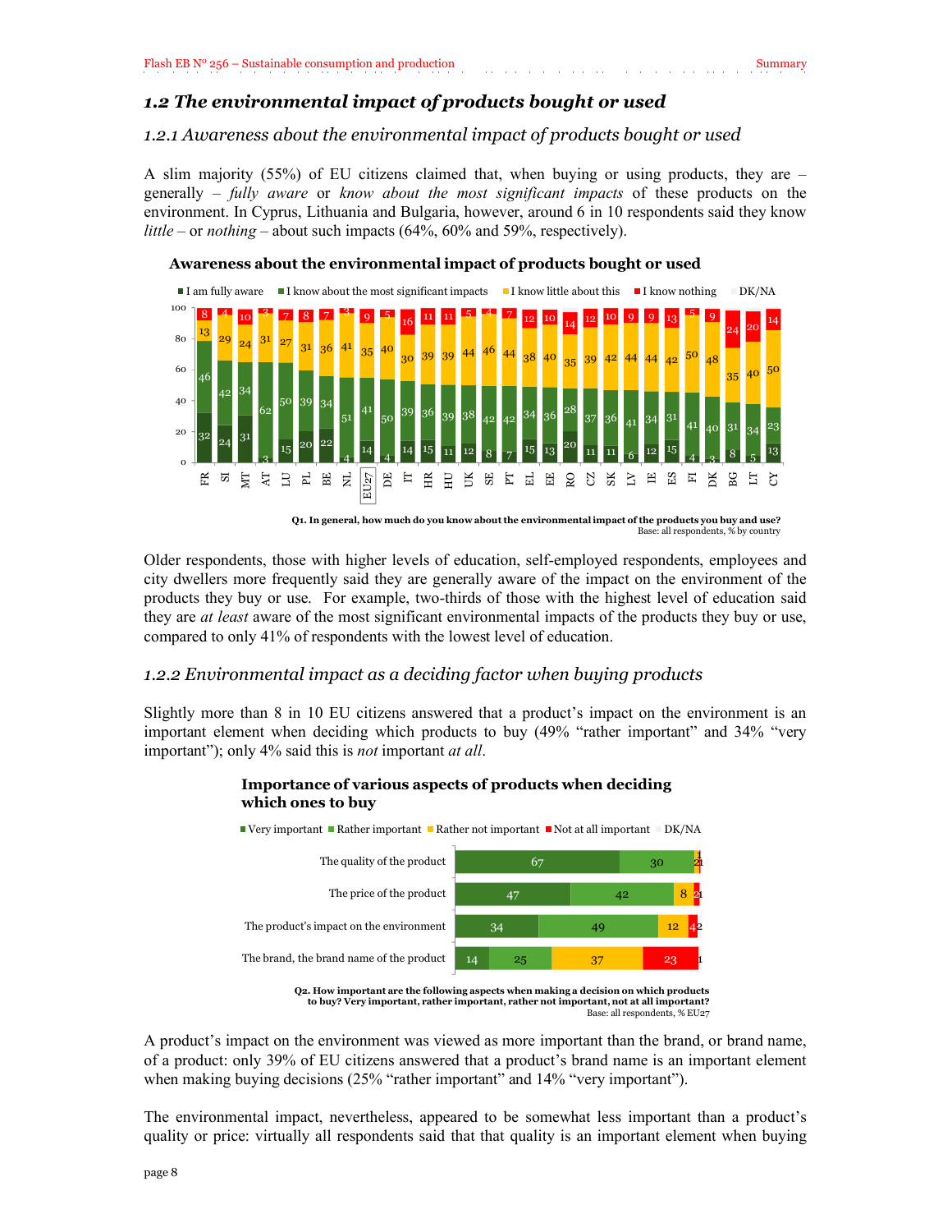## 1.2 The environmental impact of products bought or used

### 1.2.1 Awareness about the environmental impact of products bought or used

A slim majority (55%) of EU citizens claimed that, when buying or using products, they are – generally – *fully aware* or *know about the most significant impacts* of these products on the environment. In Cyprus, Lithuania and Bulgaria, however, around 6 in 10 respondents said they know *little* – or *nothing* – about such impacts (64%, 60% and 59%, respectively).

**Awareness about the environmental impact of products bought or used**

| Country | I am fully aware | I know about the most significant impacts | I know little about this | I know nothing | DK/NA |
|---|---|---|---|---|---|
| FR | 32 | 46 | 13 | 8 | |
| SI | 24 | 42 | 29 | 4 | |
| MT | 31 | 34 | 24 | 10 | |
| AT | 3 | 62 | 31 | 3 | |
| LU | 15 | 50 | 27 | 7 | |
| PL | 20 | 39 | 31 | 8 | |
| BE | 22 | 34 | 36 | 7 | |
| NL | 4 | 51 | 41 | 3 | |
| EU27 | 14 | 41 | 35 | 9 | |
| DE | 4 | 50 | 40 | 5 | |
| IT | 14 | 39 | 30 | 16 | |
| HR | 15 | 36 | 39 | 11 | |
| HU | 11 | 39 | 39 | 11 | |
| UK | 12 | 38 | 44 | 5 | |
| SE | 8 | 42 | 46 | 4 | |
| PT | 7 | 42 | 44 | 7 | |
| EL | 15 | 34 | 38 | 12 | |
| EE | 13 | 36 | 40 | 10 | |
| RO | 20 | 28 | 35 | 14 | |
| CZ | 11 | 37 | 39 | 12 | |
| SK | 11 | 36 | 42 | 10 | |
| LV | 6 | 41 | 44 | 9 | |
| IE | 12 | 34 | 44 | 9 | |
| ES | 15 | 31 | 42 | 13 | |
| FI | 4 | 41 | 50 | 5 | |
| DK | 3 | 40 | 48 | 9 | |
| BG | 8 | 31 | 35 | 24 | |
| LT | 5 | 34 | 40 | 20 | |
| CY | 13 | 23 | 50 | 14 | |

**Q1. In general, how much do you know about the environmental impact of the products you buy and use?**
Base: all respondents, % by country

Older respondents, those with higher levels of education, self-employed respondents, employees and city dwellers more frequently said they are generally aware of the impact on the environment of the products they buy or use. For example, two-thirds of those with the highest level of education said they are *at least* aware of the most significant environmental impacts of the products they buy or use, compared to only 41% of respondents with the lowest level of education.

### 1.2.2 Environmental impact as a deciding factor when buying products

Slightly more than 8 in 10 EU citizens answered that a product's impact on the environment is an important element when deciding which products to buy (49% "rather important" and 34% "very important"); only 4% said this is *not* important *at all*.

**Importance of various aspects of products when deciding which ones to buy**

| | Very important | Rather important | Rather not important | Not at all important | DK/NA |
|---|---|---|---|---|---|
| The quality of the product | 67 | 30 | 2 | 1 | 1 |
| The price of the product | 47 | 42 | 8 | 2 | 1 |
| The product's impact on the environment | 34 | 49 | 12 | 4 | 2 |
| The brand, the brand name of the product | 14 | 25 | 37 | 23 | 1 |

**Q2. How important are the following aspects when making a decision on which products to buy? Very important, rather important, rather not important, not at all important?**
Base: all respondents, % EU27

A product's impact on the environment was viewed as more important than the brand, or brand name, of a product: only 39% of EU citizens answered that a product's brand name is an important element when making buying decisions (25% "rather important" and 14% "very important").

The environmental impact, nevertheless, appeared to be somewhat less important than a product's quality or price: virtually all respondents said that that quality is an important element when buying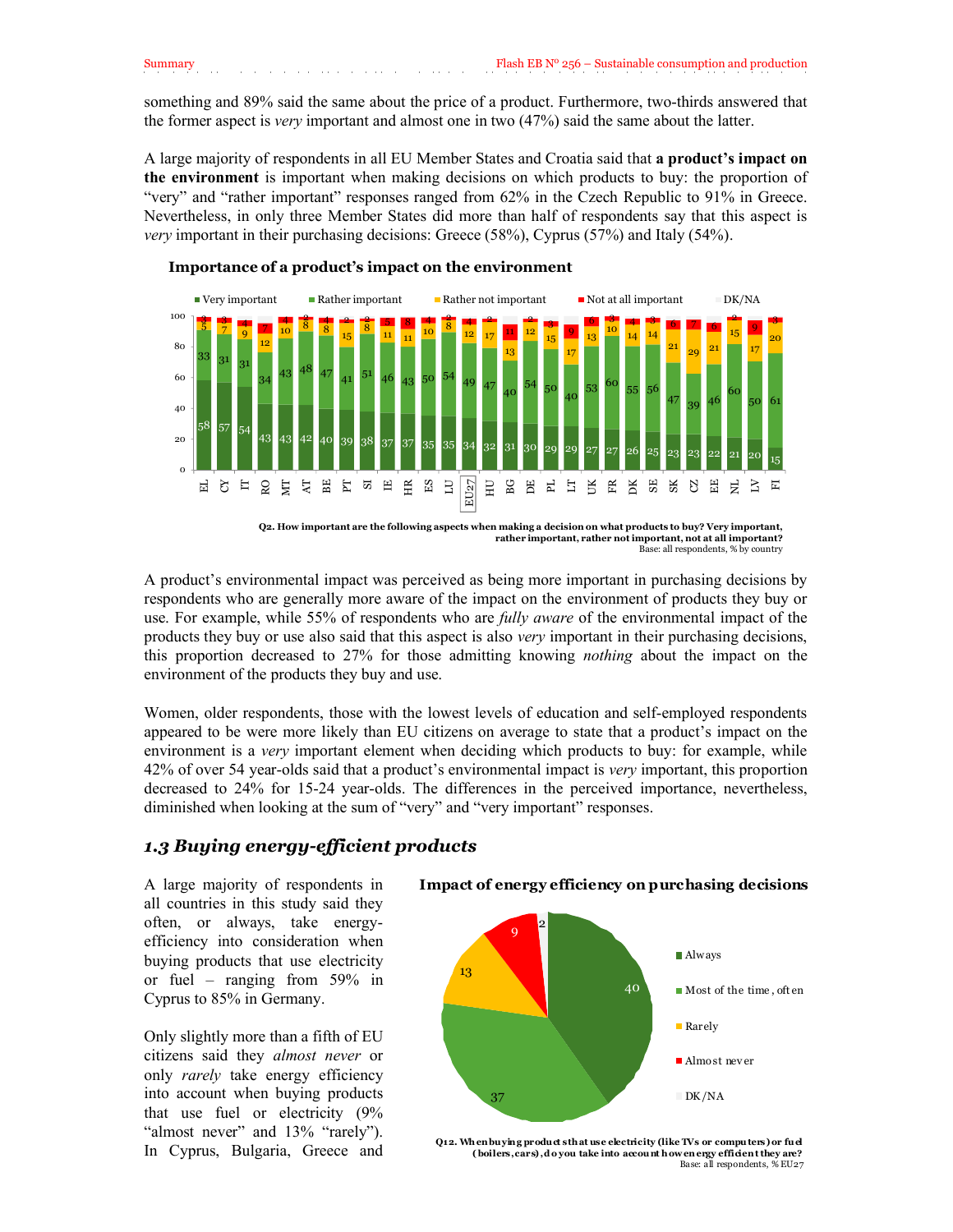something and 89% said the same about the price of a product. Furthermore, two-thirds answered that the former aspect is *very* important and almost one in two (47%) said the same about the latter.

A large majority of respondents in all EU Member States and Croatia said that **a product's impact on the environment** is important when making decisions on which products to buy: the proportion of "very" and "rather important" responses ranged from 62% in the Czech Republic to 91% in Greece. Nevertheless, in only three Member States did more than half of respondents say that this aspect is *very* important in their purchasing decisions: Greece (58%), Cyprus (57%) and Italy (54%).

**Importance of a product's impact on the environment**

| | EL | CY | IT | RO | MT | AT | BE | PT | SI | IE | HR | ES | LU | EU27 | HU | BG | DE | PL | LT | UK | FR | DK | SE | SK | CZ | EE | NL | LV | FI |
|---|---|---|---|---|---|---|---|---|---|---|---|---|---|---|---|---|---|---|---|---|---|---|---|---|---|---|---|---|---|
| Very important | 58 | 57 | 54 | 43 | 43 | 42 | 40 | 39 | 38 | 37 | 37 | 35 | 35 | 34 | 32 | 31 | 30 | 29 | 29 | 27 | 27 | 26 | 25 | 23 | 23 | 22 | 21 | 20 | 15 |
| Rather important | 33 | 31 | 31 | 34 | 43 | 48 | 47 | 41 | 51 | 46 | 43 | 50 | 54 | 49 | 47 | 40 | 54 | 50 | 40 | 53 | 60 | 55 | 56 | 47 | 39 | 46 | 60 | 50 | 61 |
| Rather not important | 5 | 7 | 9 | 12 | 10 | 8 | 8 | 15 | 8 | 11 | 11 | 10 | 8 | 12 | 17 | 13 | 12 | 15 | 17 | 13 | 10 | 14 | 14 | 21 | 29 | 21 | 15 | 17 | 20 |
| Not at all important | 3 | 3 | 4 | 7 | 4 | 2 | 4 | 2 | 2 | 5 | 8 | 4 | 2 | 4 | 2 | 11 | 2 | 3 | 9 | 6 | 3 | 4 | 3 | 6 | 7 | 6 | 2 | 9 | 3 |

Q2. How important are the following aspects when making a decision on what products to buy? Very important, rather important, rather not important, not at all important?
Base: all respondents, % by country

A product's environmental impact was perceived as being more important in purchasing decisions by respondents who are generally more aware of the impact on the environment of products they buy or use. For example, while 55% of respondents who are *fully aware* of the environmental impact of the products they buy or use also said that this aspect is also *very* important in their purchasing decisions, this proportion decreased to 27% for those admitting knowing *nothing* about the impact on the environment of the products they buy and use.

Women, older respondents, those with the lowest levels of education and self-employed respondents appeared to be were more likely than EU citizens on average to state that a product's impact on the environment is a *very* important element when deciding which products to buy: for example, while 42% of over 54 year-olds said that a product's environmental impact is *very* important, this proportion decreased to 24% for 15-24 year-olds. The differences in the perceived importance, nevertheless, diminished when looking at the sum of "very" and "very important" responses.

## *1.3 Buying energy-efficient products*

A large majority of respondents in all countries in this study said they often, or always, take energy-efficiency into consideration when buying products that use electricity or fuel – ranging from 59% in Cyprus to 85% in Germany.

Only slightly more than a fifth of EU citizens said they *almost never* or only *rarely* take energy efficiency into account when buying products that use fuel or electricity (9% "almost never" and 13% "rarely"). In Cyprus, Bulgaria, Greece and

**Impact of energy efficiency on purchasing decisions**

| | % |
|---|---|
| Always | 40 |
| Most of the time, often | 37 |
| Rarely | 13 |
| Almost never | 9 |
| DK/NA | 2 |

Q12. When buying products that use electricity (like TVs or computers) or fuel (boilers, cars), do you take into account how energy efficient they are?
Base: all respondents, % EU27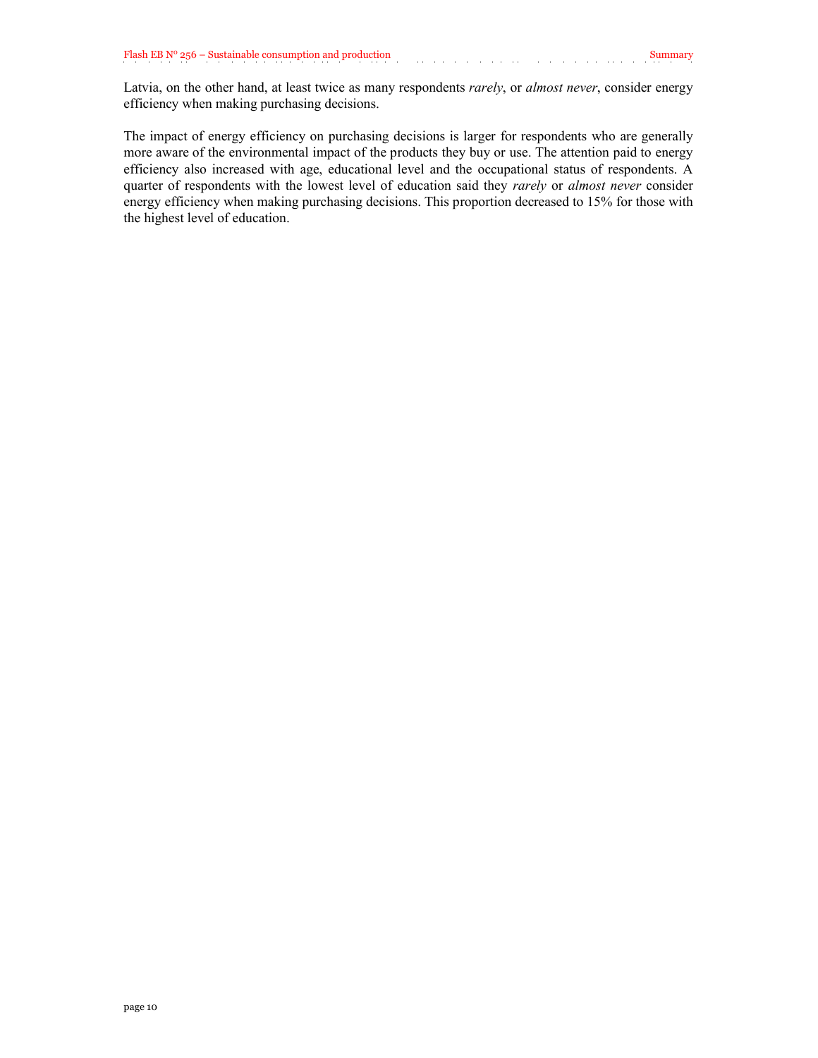Latvia, on the other hand, at least twice as many respondents *rarely*, or *almost never*, consider energy efficiency when making purchasing decisions.

The impact of energy efficiency on purchasing decisions is larger for respondents who are generally more aware of the environmental impact of the products they buy or use. The attention paid to energy efficiency also increased with age, educational level and the occupational status of respondents. A quarter of respondents with the lowest level of education said they *rarely* or *almost never* consider energy efficiency when making purchasing decisions. This proportion decreased to 15% for those with the highest level of education.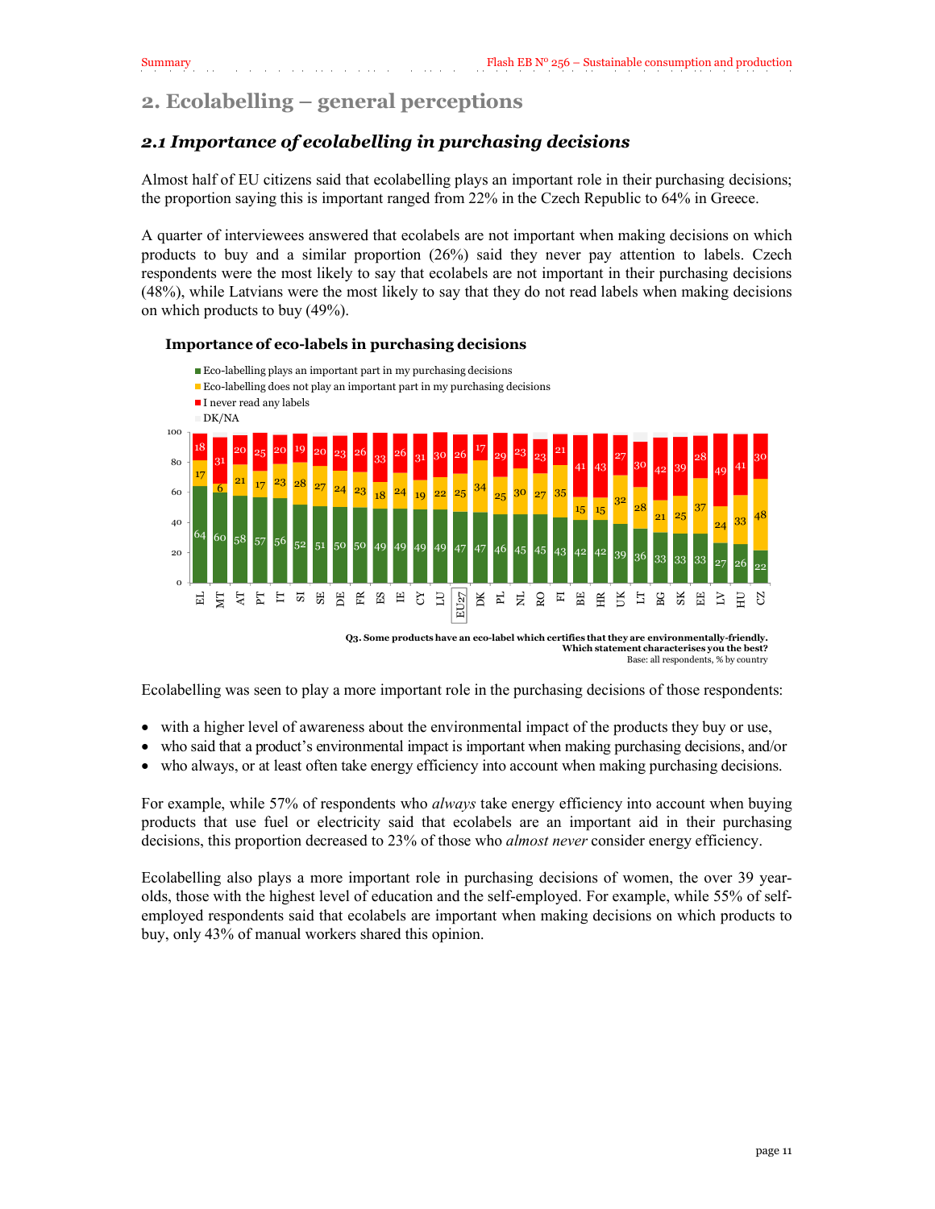## 2. Ecolabelling – general perceptions

### *2.1 Importance of ecolabelling in purchasing decisions*

Almost half of EU citizens said that ecolabelling plays an important role in their purchasing decisions; the proportion saying this is important ranged from 22% in the Czech Republic to 64% in Greece.

A quarter of interviewees answered that ecolabels are not important when making decisions on which products to buy and a similar proportion (26%) said they never pay attention to labels. Czech respondents were the most likely to say that ecolabels are not important in their purchasing decisions (48%), while Latvians were the most likely to say that they do not read labels when making decisions on which products to buy (49%).

**Importance of eco-labels in purchasing decisions**

| Country | Eco-labelling plays an important part in my purchasing decisions | Eco-labelling does not play an important part in my purchasing decisions | I never read any labels |
|---|---|---|---|
| EL | 64 | 17 | 18 |
| MT | 60 | 6 | 31 |
| AT | 58 | 21 | 20 |
| PT | 57 | 17 | 25 |
| IT | 56 | 23 | 20 |
| SI | 52 | 28 | 19 |
| SE | 51 | 27 | 20 |
| DE | 50 | 24 | 23 |
| FR | 50 | 23 | 26 |
| ES | 49 | 18 | 33 |
| IE | 49 | 24 | 26 |
| CY | 49 | 19 | 31 |
| LU | 49 | 22 | 30 |
| EU27 | 47 | 25 | 26 |
| DK | 47 | 34 | 17 |
| PL | 46 | 25 | 29 |
| NL | 45 | 30 | 23 |
| RO | 45 | 27 | 23 |
| FI | 43 | 35 | 21 |
| BE | 42 | 15 | 41 |
| HR | 42 | 15 | 43 |
| UK | 39 | 32 | 27 |
| LT | 36 | 28 | 30 |
| BG | 33 | 21 | 42 |
| SK | 33 | 25 | 39 |
| EE | 33 | 37 | 28 |
| LV | 27 | 24 | 49 |
| HU | 26 | 33 | 41 |
| CZ | 22 | 48 | 30 |

DK/NA: remainder

**Q3. Some products have an eco-label which certifies that they are environmentally-friendly. Which statement characterises you the best?**
Base: all respondents, % by country

Ecolabelling was seen to play a more important role in the purchasing decisions of those respondents:

- with a higher level of awareness about the environmental impact of the products they buy or use,
- who said that a product's environmental impact is important when making purchasing decisions, and/or
- who always, or at least often take energy efficiency into account when making purchasing decisions.

For example, while 57% of respondents who *always* take energy efficiency into account when buying products that use fuel or electricity said that ecolabels are an important aid in their purchasing decisions, this proportion decreased to 23% of those who *almost never* consider energy efficiency.

Ecolabelling also plays a more important role in purchasing decisions of women, the over 39 year-olds, those with the highest level of education and the self-employed. For example, while 55% of self-employed respondents said that ecolabels are important when making decisions on which products to buy, only 43% of manual workers shared this opinion.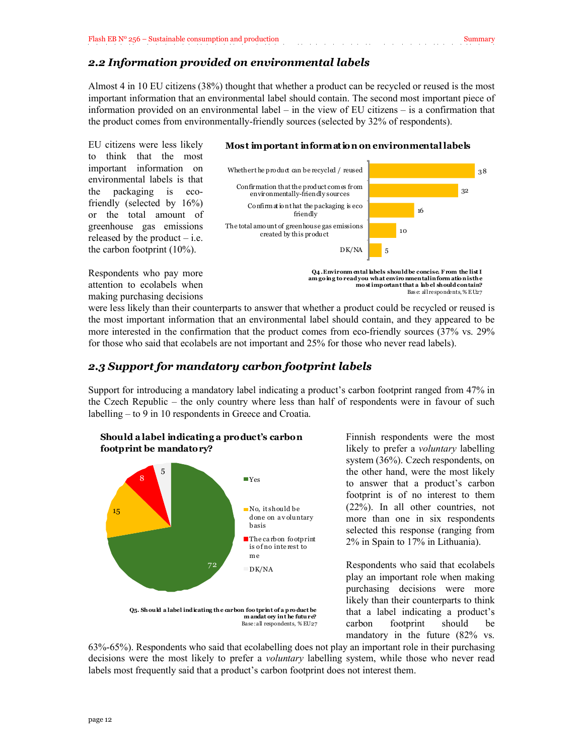## 2.2 Information provided on environmental labels

Almost 4 in 10 EU citizens (38%) thought that whether a product can be recycled or reused is the most important information that an environmental label should contain. The second most important piece of information provided on an environmental label – in the view of EU citizens – is a confirmation that the product comes from environmentally-friendly sources (selected by 32% of respondents).

EU citizens were less likely to think that the most important information on environmental labels is that the packaging is eco-friendly (selected by 16%) or the total amount of greenhouse gas emissions released by the product – i.e. the carbon footprint (10%).

**Most important information on environmental labels**

| | % |
|---|---|
| Whether the product can be recycled / reused | 38 |
| Confirmation that the product comes from environmentally-friendly sources | 32 |
| Confirmation that the packaging is eco friendly | 16 |
| The total amount of greenhouse gas emissions created by this product | 10 |
| DK/NA | 5 |

**Q4. Environmental labels should be concise. From the list I am going to read you what environmental information is the most important that a label should contain?**
Base: all respondents, % EU27

Respondents who pay more attention to ecolabels when making purchasing decisions were less likely than their counterparts to answer that whether a product could be recycled or reused is the most important information that an environmental label should contain, and they appeared to be more interested in the confirmation that the product comes from eco-friendly sources (37% vs. 29% for those who said that ecolabels are not important and 25% for those who never read labels).

## 2.3 Support for mandatory carbon footprint labels

Support for introducing a mandatory label indicating a product's carbon footprint ranged from 47% in the Czech Republic – the only country where less than half of respondents were in favour of such labelling – to 9 in 10 respondents in Greece and Croatia.

**Should a label indicating a product's carbon footprint be mandatory?**

| | % |
|---|---|
| Yes | 72 |
| No, it should be done on a voluntary basis | 15 |
| The carbon footprint is of no interest to me | 8 |
| DK/NA | 5 |

**Q5. Should a label indicating the carbon footprint of a product be mandatory in the future?**
Base: all respondents, % EU27

Finnish respondents were the most likely to prefer a *voluntary* labelling system (36%). Czech respondents, on the other hand, were the most likely to answer that a product's carbon footprint is of no interest to them (22%). In all other countries, not more than one in six respondents selected this response (ranging from 2% in Spain to 17% in Lithuania).

Respondents who said that ecolabels play an important role when making purchasing decisions were more likely than their counterparts to think that a label indicating a product's carbon footprint should be mandatory in the future (82% vs. 63%-65%). Respondents who said that ecolabelling does not play an important role in their purchasing decisions were the most likely to prefer a *voluntary* labelling system, while those who never read labels most frequently said that a product's carbon footprint does not interest them.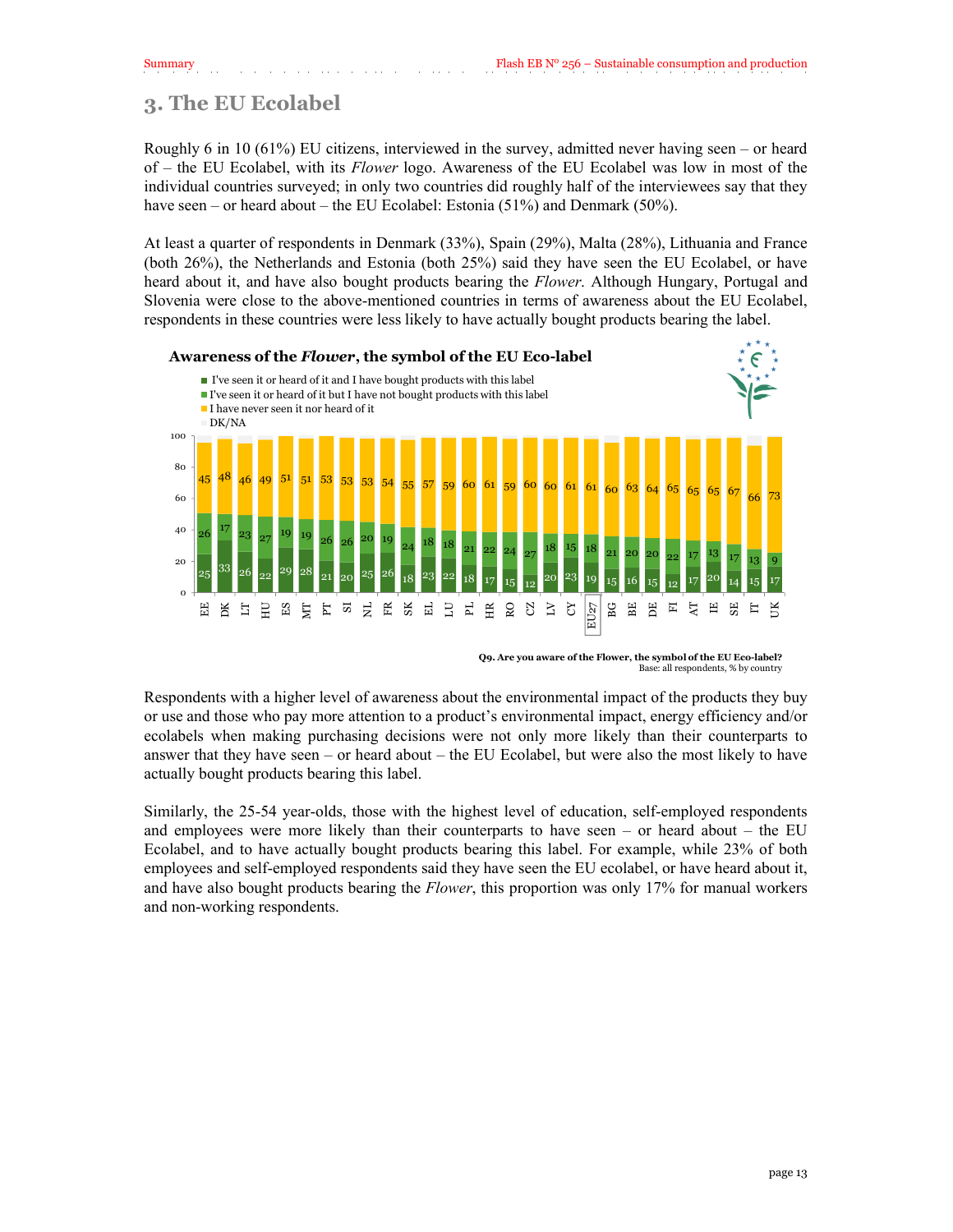## 3. The EU Ecolabel

Roughly 6 in 10 (61%) EU citizens, interviewed in the survey, admitted never having seen – or heard of – the EU Ecolabel, with its *Flower* logo. Awareness of the EU Ecolabel was low in most of the individual countries surveyed; in only two countries did roughly half of the interviewees say that they have seen – or heard about – the EU Ecolabel: Estonia (51%) and Denmark (50%).

At least a quarter of respondents in Denmark (33%), Spain (29%), Malta (28%), Lithuania and France (both 26%), the Netherlands and Estonia (both 25%) said they have seen the EU Ecolabel, or have heard about it, and have also bought products bearing the *Flower*. Although Hungary, Portugal and Slovenia were close to the above-mentioned countries in terms of awareness about the EU Ecolabel, respondents in these countries were less likely to have actually bought products bearing the label.

**Awareness of the *Flower*, the symbol of the EU Eco-label**

| | EE | DK | LT | HU | ES | MT | PT | SI | NL | FR | SK | EL | LU | PL | HR | RO | CZ | LV | CY | EU27 | BG | BE | DE | FI | AT | IE | SE | IT | UK |
|---|---|---|---|---|---|---|---|---|---|---|---|---|---|---|---|---|---|---|---|---|---|---|---|---|---|---|---|---|---|
| I've seen it or heard of it and I have bought products with this label | 25 | 33 | 26 | 22 | 29 | 28 | 21 | 20 | 25 | 26 | 18 | 23 | 22 | 18 | 17 | 15 | 12 | 20 | 23 | 19 | 15 | 16 | 15 | 12 | 17 | 20 | 14 | 15 | 17 |
| I've seen it or heard of it but I have not bought products with this label | 26 | 17 | 23 | 27 | 19 | 19 | 26 | 26 | 20 | 19 | 24 | 18 | 18 | 21 | 22 | 24 | 27 | 18 | 15 | 18 | 21 | 20 | 20 | 22 | 17 | 13 | 17 | 13 | 9 |
| I have never seen it nor heard of it | 45 | 48 | 46 | 49 | 51 | 51 | 53 | 53 | 53 | 54 | 55 | 57 | 59 | 60 | 61 | 59 | 60 | 60 | 61 | 61 | 60 | 63 | 64 | 65 | 65 | 65 | 67 | 66 | 73 |

DK/NA: remainder to 100

Q9. Are you aware of the Flower, the symbol of the EU Eco-label?
Base: all respondents, % by country

Respondents with a higher level of awareness about the environmental impact of the products they buy or use and those who pay more attention to a product's environmental impact, energy efficiency and/or ecolabels when making purchasing decisions were not only more likely than their counterparts to answer that they have seen – or heard about – the EU Ecolabel, but were also the most likely to have actually bought products bearing this label.

Similarly, the 25-54 year-olds, those with the highest level of education, self-employed respondents and employees were more likely than their counterparts to have seen – or heard about – the EU Ecolabel, and to have actually bought products bearing this label. For example, while 23% of both employees and self-employed respondents said they have seen the EU ecolabel, or have heard about it, and have also bought products bearing the *Flower*, this proportion was only 17% for manual workers and non-working respondents.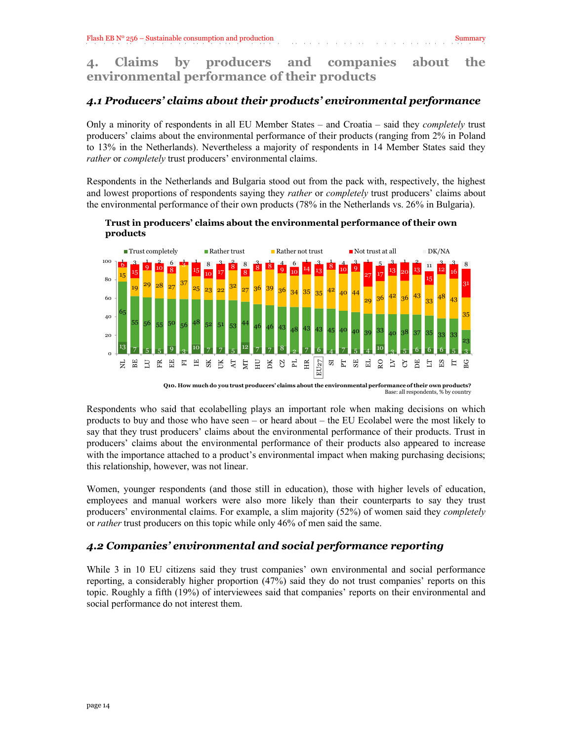# 4. Claims by producers and companies about the environmental performance of their products

## *4.1 Producers' claims about their products' environmental performance*

Only a minority of respondents in all EU Member States – and Croatia – said they *completely* trust producers' claims about the environmental performance of their products (ranging from 2% in Poland to 13% in the Netherlands). Nevertheless a majority of respondents in 14 Member States said they *rather* or *completely* trust producers' environmental claims.

Respondents in the Netherlands and Bulgaria stood out from the pack with, respectively, the highest and lowest proportions of respondents saying they *rather* or *completely* trust producers' claims about the environmental performance of their own products (78% in the Netherlands vs. 26% in Bulgaria).

**Trust in producers' claims about the environmental performance of their own products**

| | NL | BE | LU | FR | EE | FI | IE | SK | UK | AT | MT | HU | DK | CZ | PL | HR | EU27 | SI | PT | SE | EL | RO | LV | CY | DE | LT | ES | IT | BG |
|---|---|---|---|---|---|---|---|---|---|---|---|---|---|---|---|---|---|---|---|---|---|---|---|---|---|---|---|---|---|
| Trust completely | 13 | 7 | 5 | 5 | 9 | 3 | 10 | 7 | 7 | 5 | 12 | 7 | 7 | 8 | 2 | 7 | 6 | 4 | 7 | 5 | 4 | 10 | 3 | 5 | 6 | 6 | 6 | 5 | 3 |
| Rather trust | 65 | 55 | 56 | 55 | 50 | 56 | 48 | 52 | 51 | 53 | 44 | 46 | 46 | 43 | 48 | 43 | 43 | 45 | 40 | 40 | 39 | 33 | 40 | 38 | 37 | 35 | 33 | 33 | 23 |
| Rather not trust | 15 | 19 | 29 | 28 | 27 | 37 | 25 | 23 | 22 | 32 | 27 | 36 | 39 | 36 | 34 | 35 | 35 | 42 | 40 | 44 | 29 | 36 | 42 | 36 | 43 | 33 | 48 | 43 | 35 |
| Not trust at all | 6 | 15 | 9 | 10 | 8 | 3 | 15 | 10 | 17 | 8 | 8 | 8 | 8 | 9 | 10 | 14 | 13 | 8 | 10 | 9 | 27 | 17 | 13 | 20 | 13 | 15 | 12 | 16 | 31 |
| DK/NA | 1 | 3 | 1 | 2 | 6 | 1 | 1 | 8 | 3 | 2 | 8 | 3 | 1 | 4 | 6 | 1 | 3 | 1 | 4 | 3 | 1 | 5 | 3 | 1 | 2 | 11 | 3 | 3 | 8 |

Q10. How much do you trust producers' claims about the environmental performance of their own products?
Base: all respondents, % by country

Respondents who said that ecolabelling plays an important role when making decisions on which products to buy and those who have seen – or heard about – the EU Ecolabel were the most likely to say that they trust producers' claims about the environmental performance of their products. Trust in producers' claims about the environmental performance of their products also appeared to increase with the importance attached to a product's environmental impact when making purchasing decisions; this relationship, however, was not linear.

Women, younger respondents (and those still in education), those with higher levels of education, employees and manual workers were also more likely than their counterparts to say that they trust producers' environmental claims. For example, a slim majority (52%) of women said they *completely* or *rather* trust producers on this topic while only 46% of men said the same.

## *4.2 Companies' environmental and social performance reporting*

While 3 in 10 EU citizens said they trust companies' own environmental and social performance reporting, a considerably higher proportion (47%) said they do not trust companies' reports on this topic. Roughly a fifth (19%) of interviewees said that companies' reports on their environmental and social performance do not interest them.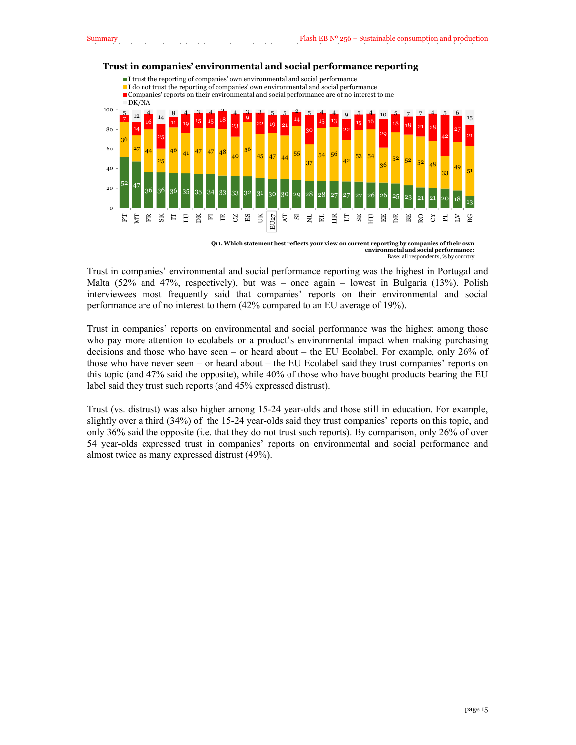**Trust in companies' environmental and social performance reporting**

| Country | I trust the reporting of companies' own environmental and social performance | I do not trust the reporting of companies' own environmental and social performance | Companies' reports on their environmental and social performance are of no interest to me | DK/NA |
|---|---|---|---|---|
| PT | 52 | 36 | 7 | 5 |
| MT | 47 | 27 | 14 | 12 |
| FR | 36 | 44 | 16 | 4 |
| SK | 36 | 25 | 25 | 14 |
| IT | 36 | 46 | 11 | 8 |
| LU | 35 | 41 | 19 | 4 |
| DK | 35 | 47 | 15 | 3 |
| FI | 34 | 47 | 15 | 4 |
| IE | 33 | 48 | 18 | 2 |
| CZ | 33 | 40 | 23 | 4 |
| ES | 32 | 56 | 9 | 3 |
| UK | 31 | 45 | 22 | 3 |
| EU27 | 30 | 47 | 19 | 5 |
| AT | 30 | 44 | 21 | 5 |
| SI | 29 | 55 | 14 | 2 |
| NL | 28 | 37 | 30 | 5 |
| EL | 28 | 54 | 15 | 4 |
| HR | 27 | 56 | 13 | 4 |
| LT | 27 | 42 | 22 | 9 |
| SE | 27 | 53 | 15 | 5 |
| HU | 26 | 54 | 16 | 4 |
| EE | 26 | 36 | 29 | 10 |
| DE | 25 | 52 | 18 | 5 |
| BE | 23 | 52 | 18 | 7 |
| RO | 21 | 52 | 21 | 7 |
| CY | 21 | 48 | 28 | 4 |
| PL | 20 | 33 | 42 | 5 |
| LV | 18 | 49 | 27 | 6 |
| BG | 13 | 51 | 21 | 15 |

**Q11. Which statement best reflects your view on current reporting by companies of their own environmetal and social performance:**
Base: all respondents, % by country

Trust in companies' environmental and social performance reporting was the highest in Portugal and Malta (52% and 47%, respectively), but was – once again – lowest in Bulgaria (13%). Polish interviewees most frequently said that companies' reports on their environmental and social performance are of no interest to them (42% compared to an EU average of 19%).

Trust in companies' reports on environmental and social performance was the highest among those who pay more attention to ecolabels or a product's environmental impact when making purchasing decisions and those who have seen – or heard about – the EU Ecolabel. For example, only 26% of those who have never seen – or heard about – the EU Ecolabel said they trust companies' reports on this topic (and 47% said the opposite), while 40% of those who have bought products bearing the EU label said they trust such reports (and 45% expressed distrust).

Trust (vs. distrust) was also higher among 15-24 year-olds and those still in education. For example, slightly over a third (34%) of the 15-24 year-olds said they trust companies' reports on this topic, and only 36% said the opposite (i.e. that they do not trust such reports). By comparison, only 26% of over 54 year-olds expressed trust in companies' reports on environmental and social performance and almost twice as many expressed distrust (49%).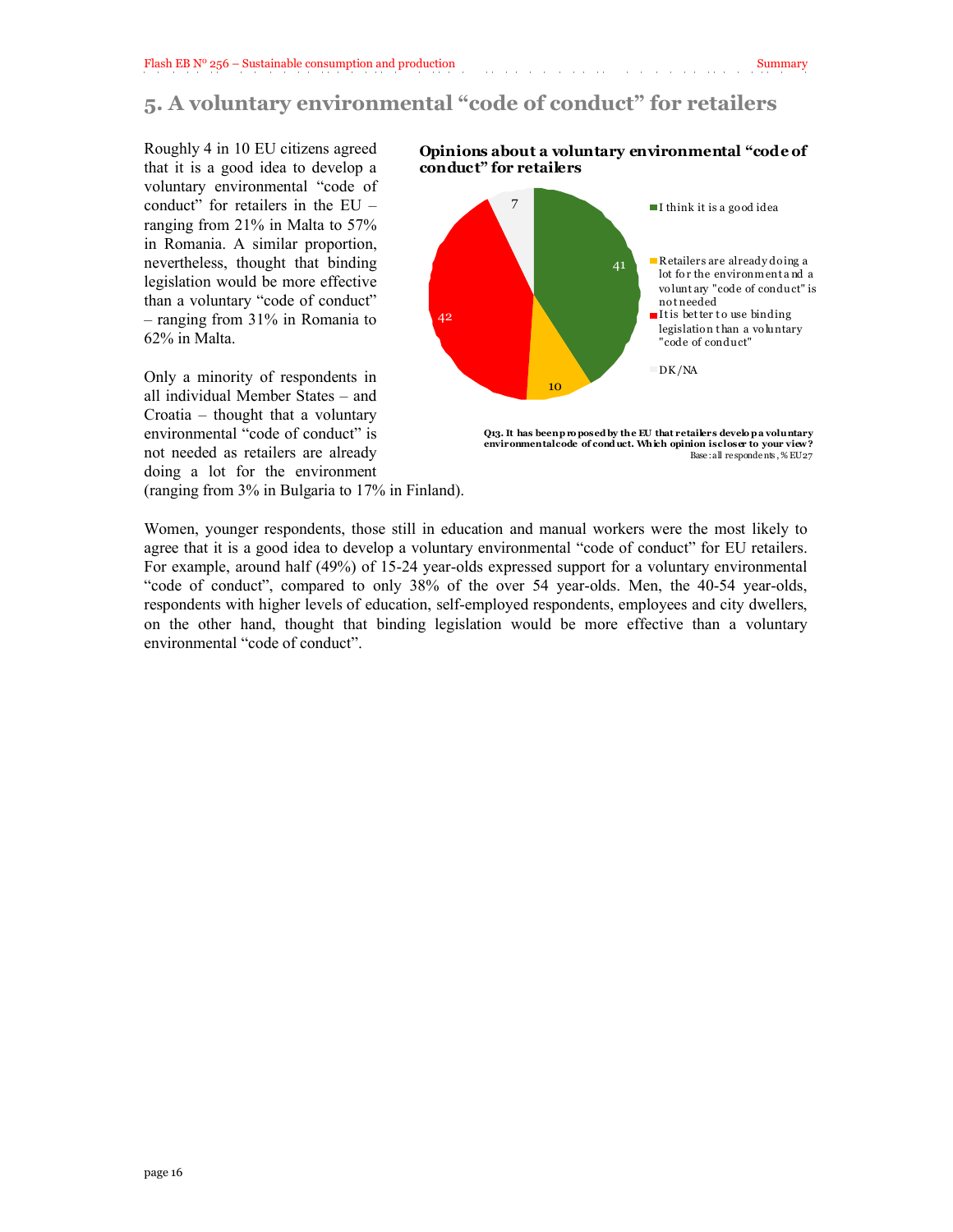# 5. A voluntary environmental “code of conduct” for retailers

Roughly 4 in 10 EU citizens agreed that it is a good idea to develop a voluntary environmental “code of conduct” for retailers in the EU – ranging from 21% in Malta to 57% in Romania. A similar proportion, nevertheless, thought that binding legislation would be more effective than a voluntary “code of conduct” – ranging from 31% in Romania to 62% in Malta.

Only a minority of respondents in all individual Member States – and Croatia – thought that a voluntary environmental “code of conduct” is not needed as retailers are already doing a lot for the environment (ranging from 3% in Bulgaria to 17% in Finland).

**Opinions about a voluntary environmental “code of conduct” for retailers**

| Opinion | % |
|---|---|
| I think it is a good idea | 41 |
| Retailers are already doing a lot for the environment and a voluntary "code of conduct" is not needed | 10 |
| It is better to use binding legislation than a voluntary "code of conduct" | 42 |
| DK/NA | 7 |

**Q13. It has been proposed by the EU that retailers develop a voluntary environmental code of conduct. Which opinion is closer to your view?**
Base: all respondents, % EU27

Women, younger respondents, those still in education and manual workers were the most likely to agree that it is a good idea to develop a voluntary environmental “code of conduct” for EU retailers. For example, around half (49%) of 15-24 year-olds expressed support for a voluntary environmental “code of conduct”, compared to only 38% of the over 54 year-olds. Men, the 40-54 year-olds, respondents with higher levels of education, self-employed respondents, employees and city dwellers, on the other hand, thought that binding legislation would be more effective than a voluntary environmental “code of conduct”.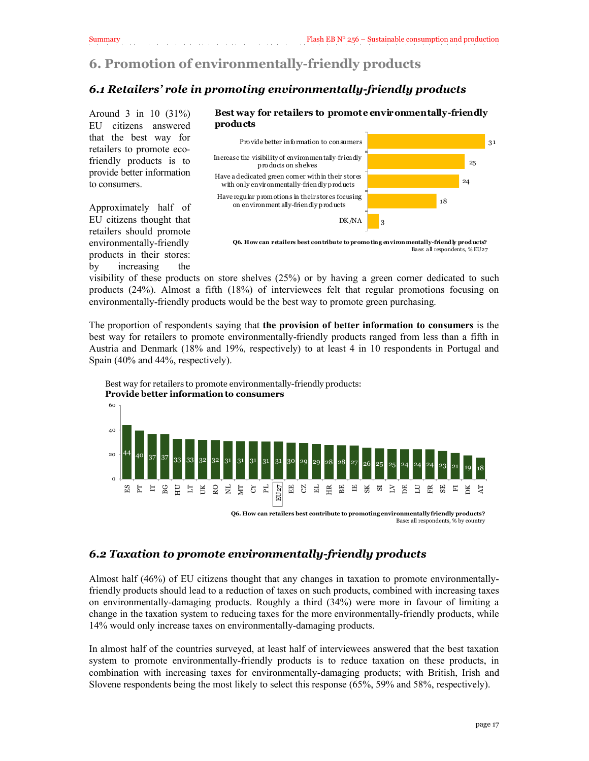## 6. Promotion of environmentally-friendly products

### *6.1 Retailers' role in promoting environmentally-friendly products*

Around 3 in 10 (31%) EU citizens answered that the best way for retailers to promote eco-friendly products is to provide better information to consumers.

**Best way for retailers to promote environmentally-friendly products**

| | % |
|---|---|
| Provide better information to consumers | 31 |
| Increase the visibility of environmentally-friendly products on shelves | 25 |
| Have a dedicated green corner within their stores with only environmentally-friendly products | 24 |
| Have regular promotions in their stores focusing on environmentally-friendly products | 18 |
| DK/NA | 3 |

**Q6. How can retailers best contribute to promoting environmentally-friendly products?**
Base: all respondents, % EU27

Approximately half of EU citizens thought that retailers should promote environmentally-friendly products in their stores: by increasing the visibility of these products on store shelves (25%) or by having a green corner dedicated to such products (24%). Almost a fifth (18%) of interviewees felt that regular promotions focusing on environmentally-friendly products would be the best way to promote green purchasing.

The proportion of respondents saying that **the provision of better information to consumers** is the best way for retailers to promote environmentally-friendly products ranged from less than a fifth in Austria and Denmark (18% and 19%, respectively) to at least 4 in 10 respondents in Portugal and Spain (40% and 44%, respectively).

Best way for retailers to promote environmentally-friendly products:
**Provide better information to consumers**

| ES | PT | IT | BG | HU | LT | UK | RO | NL | MT | CY | PL | EU27 | EE | CZ | EL | HR | BE | IE | SK | SI | LV | DE | LU | FR | SE | FI | DK | AT |
|---|---|---|---|---|---|---|---|---|---|---|---|---|---|---|---|---|---|---|---|---|---|---|---|---|---|---|---|---|
| 44 | 40 | 37 | 37 | 33 | 33 | 32 | 32 | 31 | 31 | 31 | 31 | 31 | 30 | 29 | 29 | 28 | 28 | 27 | 26 | 25 | 25 | 24 | 24 | 24 | 23 | 21 | 19 | 18 |

**Q6. How can retailers best contribute to promoting environmentally friendly products?**
Base: all respondents, % by country

### *6.2 Taxation to promote environmentally-friendly products*

Almost half (46%) of EU citizens thought that any changes in taxation to promote environmentally-friendly products should lead to a reduction of taxes on such products, combined with increasing taxes on environmentally-damaging products. Roughly a third (34%) were more in favour of limiting a change in the taxation system to reducing taxes for the more environmentally-friendly products, while 14% would only increase taxes on environmentally-damaging products.

In almost half of the countries surveyed, at least half of interviewees answered that the best taxation system to promote environmentally-friendly products is to reduce taxation on these products, in combination with increasing taxes for environmentally-damaging products; with British, Irish and Slovene respondents being the most likely to select this response (65%, 59% and 58%, respectively).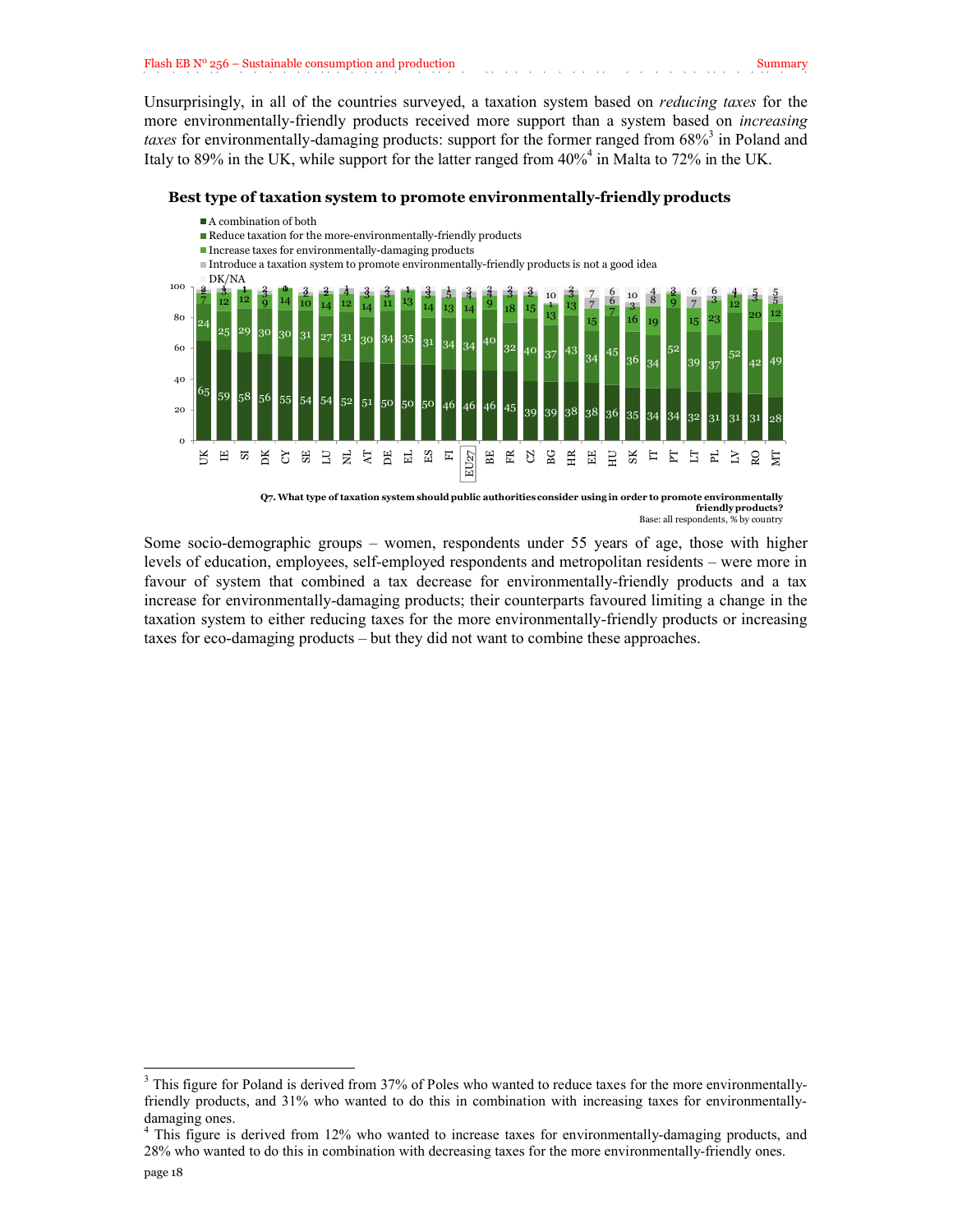Unsurprisingly, in all of the countries surveyed, a taxation system based on *reducing taxes* for the more environmentally-friendly products received more support than a system based on *increasing taxes* for environmentally-damaging products: support for the former ranged from 68%[3] in Poland and Italy to 89% in the UK, while support for the latter ranged from 40%[4] in Malta to 72% in the UK.

**Best type of taxation system to promote environmentally-friendly products**

A combination of both
Reduce taxation for the more-environmentally-friendly products
Increase taxes for environmentally-damaging products
Introduce a taxation system to promote environmentally-friendly products is not a good idea
DK/NA

UK IE SI DK CY SE LU NL AT DE EL ES FI EU27 BE FR CZ BG HR EE HU SK IT PT LT PL LV RO MT

**Q7. What type of taxation system should public authorities consider using in order to promote environmentally friendly products?**
Base: all respondents, % by country

Some socio-demographic groups – women, respondents under 55 years of age, those with higher levels of education, employees, self-employed respondents and metropolitan residents – were more in favour of system that combined a tax decrease for environmentally-friendly products and a tax increase for environmentally-damaging products; their counterparts favoured limiting a change in the taxation system to either reducing taxes for the more environmentally-friendly products or increasing taxes for eco-damaging products – but they did not want to combine these approaches.

[3] This figure for Poland is derived from 37% of Poles who wanted to reduce taxes for the more environmentally-friendly products, and 31% who wanted to do this in combination with increasing taxes for environmentally-damaging ones.

[4] This figure is derived from 12% who wanted to increase taxes for environmentally-damaging products, and 28% who wanted to do this in combination with decreasing taxes for the more environmentally-friendly ones.